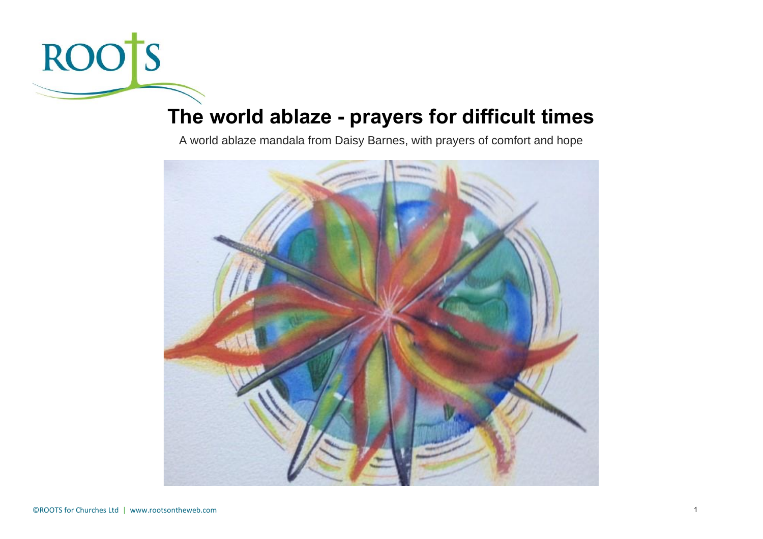# The world ablaze - prayers for difficult times

A world ablaze mandala from Daisy Barnes, with prayers of comfort and hope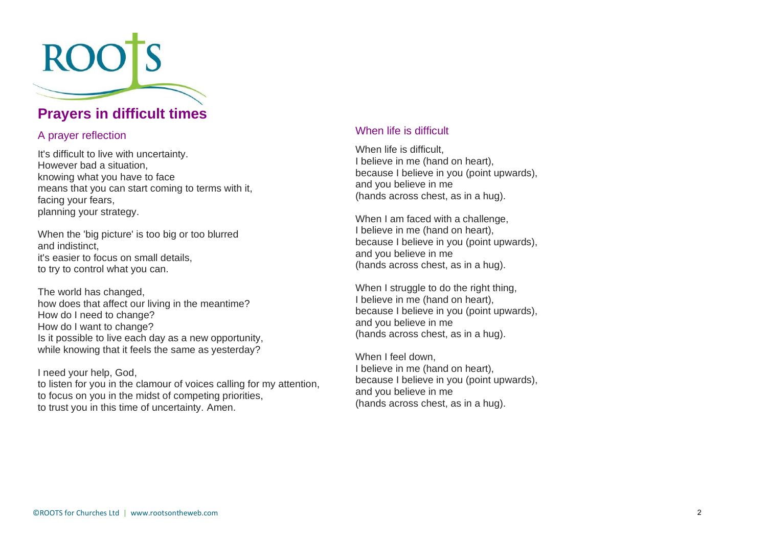# Prayers in difficult times

## A prayer reflection

It's difficult to live with uncertainty.
However bad a situation,
knowing what you have to face
means that you can start coming to terms with it,
facing your fears,
planning your strategy.

When the 'big picture' is too big or too blurred
and indistinct,
it's easier to focus on small details,
to try to control what you can.

The world has changed,
how does that affect our living in the meantime?
How do I need to change?
How do I want to change?
Is it possible to live each day as a new opportunity,
while knowing that it feels the same as yesterday?

I need your help, God,
to listen for you in the clamour of voices calling for my attention,
to focus on you in the midst of competing priorities,
to trust you in this time of uncertainty. Amen.

## When life is difficult

When life is difficult,
I believe in me (hand on heart),
because I believe in you (point upwards),
and you believe in me
(hands across chest, as in a hug).

When I am faced with a challenge,
I believe in me (hand on heart),
because I believe in you (point upwards),
and you believe in me
(hands across chest, as in a hug).

When I struggle to do the right thing,
I believe in me (hand on heart),
because I believe in you (point upwards),
and you believe in me
(hands across chest, as in a hug).

When I feel down,
I believe in me (hand on heart),
because I believe in you (point upwards),
and you believe in me
(hands across chest, as in a hug).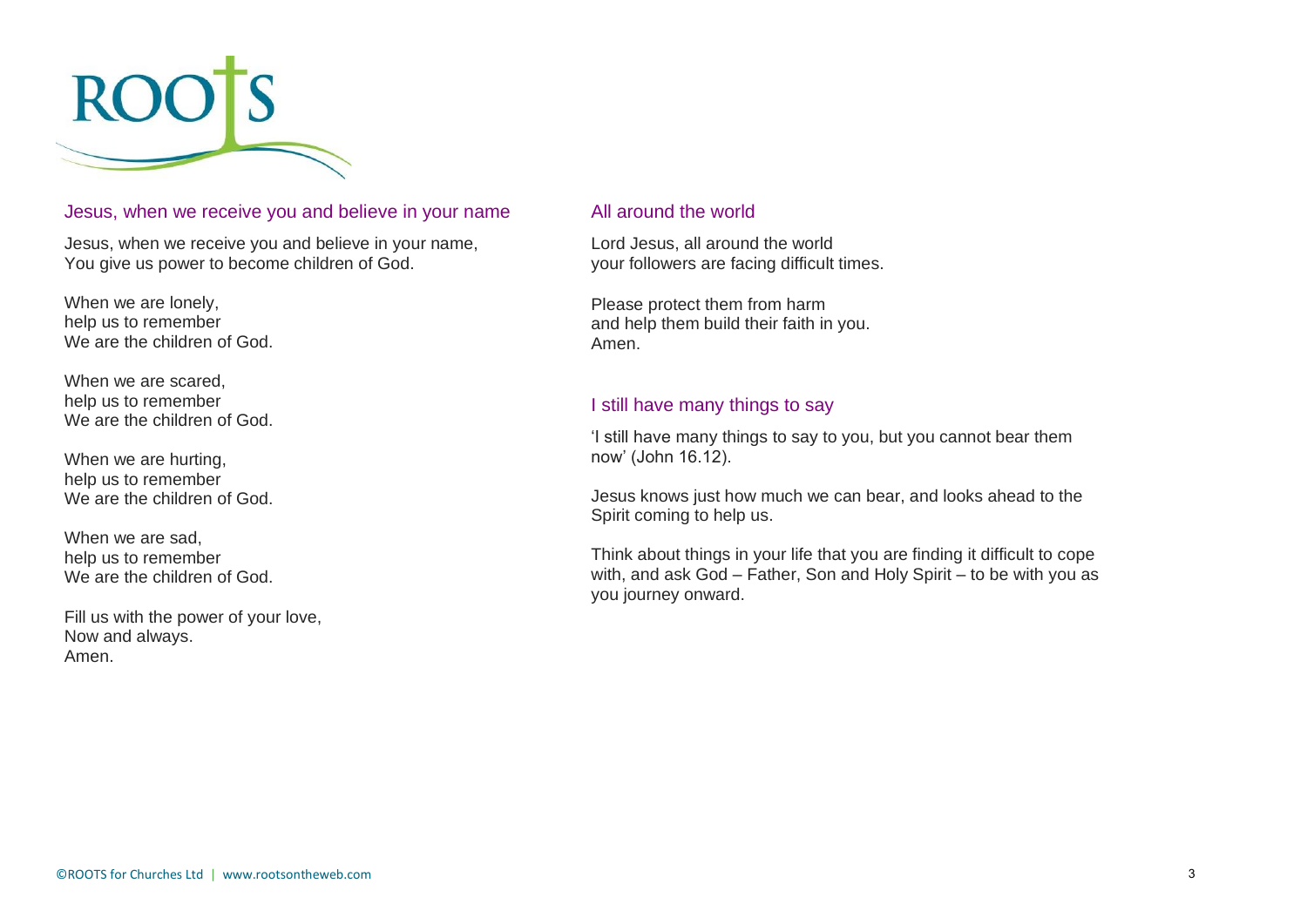## Jesus, when we receive you and believe in your name

Jesus, when we receive you and believe in your name,
You give us power to become children of God.

When we are lonely,
help us to remember
We are the children of God.

When we are scared,
help us to remember
We are the children of God.

When we are hurting,
help us to remember
We are the children of God.

When we are sad,
help us to remember
We are the children of God.

Fill us with the power of your love,
Now and always.
Amen.

## All around the world

Lord Jesus, all around the world
your followers are facing difficult times.

Please protect them from harm
and help them build their faith in you.
Amen.

## I still have many things to say

'I still have many things to say to you, but you cannot bear them now' (John 16.12).

Jesus knows just how much we can bear, and looks ahead to the Spirit coming to help us.

Think about things in your life that you are finding it difficult to cope with, and ask God – Father, Son and Holy Spirit – to be with you as you journey onward.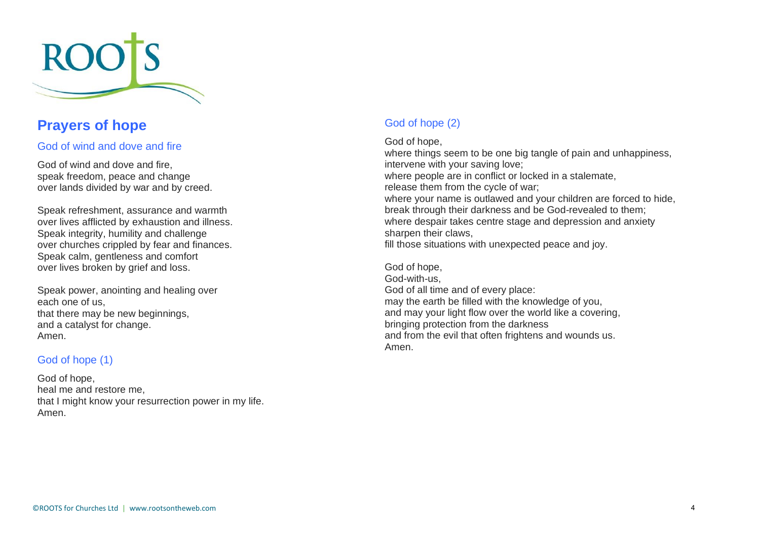## Prayers of hope

### God of wind and dove and fire

God of wind and dove and fire,
speak freedom, peace and change
over lands divided by war and by creed.

Speak refreshment, assurance and warmth
over lives afflicted by exhaustion and illness.
Speak integrity, humility and challenge
over churches crippled by fear and finances.
Speak calm, gentleness and comfort
over lives broken by grief and loss.

Speak power, anointing and healing over
each one of us,
that there may be new beginnings,
and a catalyst for change.
Amen.

### God of hope (1)

God of hope,
heal me and restore me,
that I might know your resurrection power in my life.
Amen.

### God of hope (2)

God of hope,
where things seem to be one big tangle of pain and unhappiness,
intervene with your saving love;
where people are in conflict or locked in a stalemate,
release them from the cycle of war;
where your name is outlawed and your children are forced to hide,
break through their darkness and be God-revealed to them;
where despair takes centre stage and depression and anxiety
sharpen their claws,
fill those situations with unexpected peace and joy.

God of hope,
God-with-us,
God of all time and of every place:
may the earth be filled with the knowledge of you,
and may your light flow over the world like a covering,
bringing protection from the darkness
and from the evil that often frightens and wounds us.
Amen.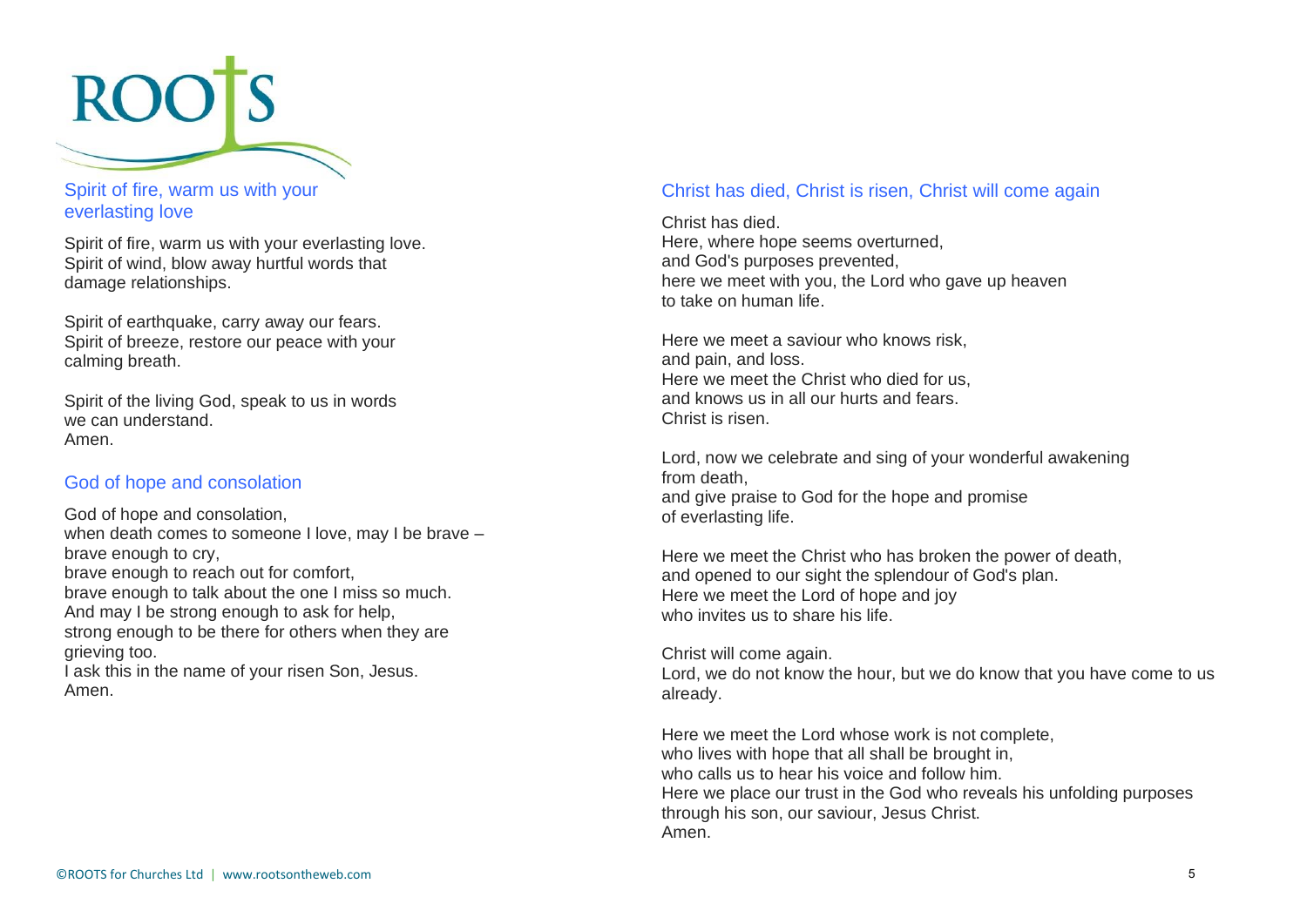## Spirit of fire, warm us with your everlasting love

Spirit of fire, warm us with your everlasting love.
Spirit of wind, blow away hurtful words that damage relationships.

Spirit of earthquake, carry away our fears.
Spirit of breeze, restore our peace with your calming breath.

Spirit of the living God, speak to us in words we can understand.
Amen.

## God of hope and consolation

God of hope and consolation,
when death comes to someone I love, may I be brave –
brave enough to cry,
brave enough to reach out for comfort,
brave enough to talk about the one I miss so much.
And may I be strong enough to ask for help,
strong enough to be there for others when they are grieving too.
I ask this in the name of your risen Son, Jesus.
Amen.

## Christ has died, Christ is risen, Christ will come again

Christ has died.
Here, where hope seems overturned,
and God's purposes prevented,
here we meet with you, the Lord who gave up heaven
to take on human life.

Here we meet a saviour who knows risk,
and pain, and loss.
Here we meet the Christ who died for us,
and knows us in all our hurts and fears.
Christ is risen.

Lord, now we celebrate and sing of your wonderful awakening from death,
and give praise to God for the hope and promise
of everlasting life.

Here we meet the Christ who has broken the power of death,
and opened to our sight the splendour of God's plan.
Here we meet the Lord of hope and joy
who invites us to share his life.

Christ will come again.
Lord, we do not know the hour, but we do know that you have come to us already.

Here we meet the Lord whose work is not complete,
who lives with hope that all shall be brought in,
who calls us to hear his voice and follow him.
Here we place our trust in the God who reveals his unfolding purposes
through his son, our saviour, Jesus Christ.
Amen.

©ROOTS for Churches Ltd | www.rootsontheweb.com